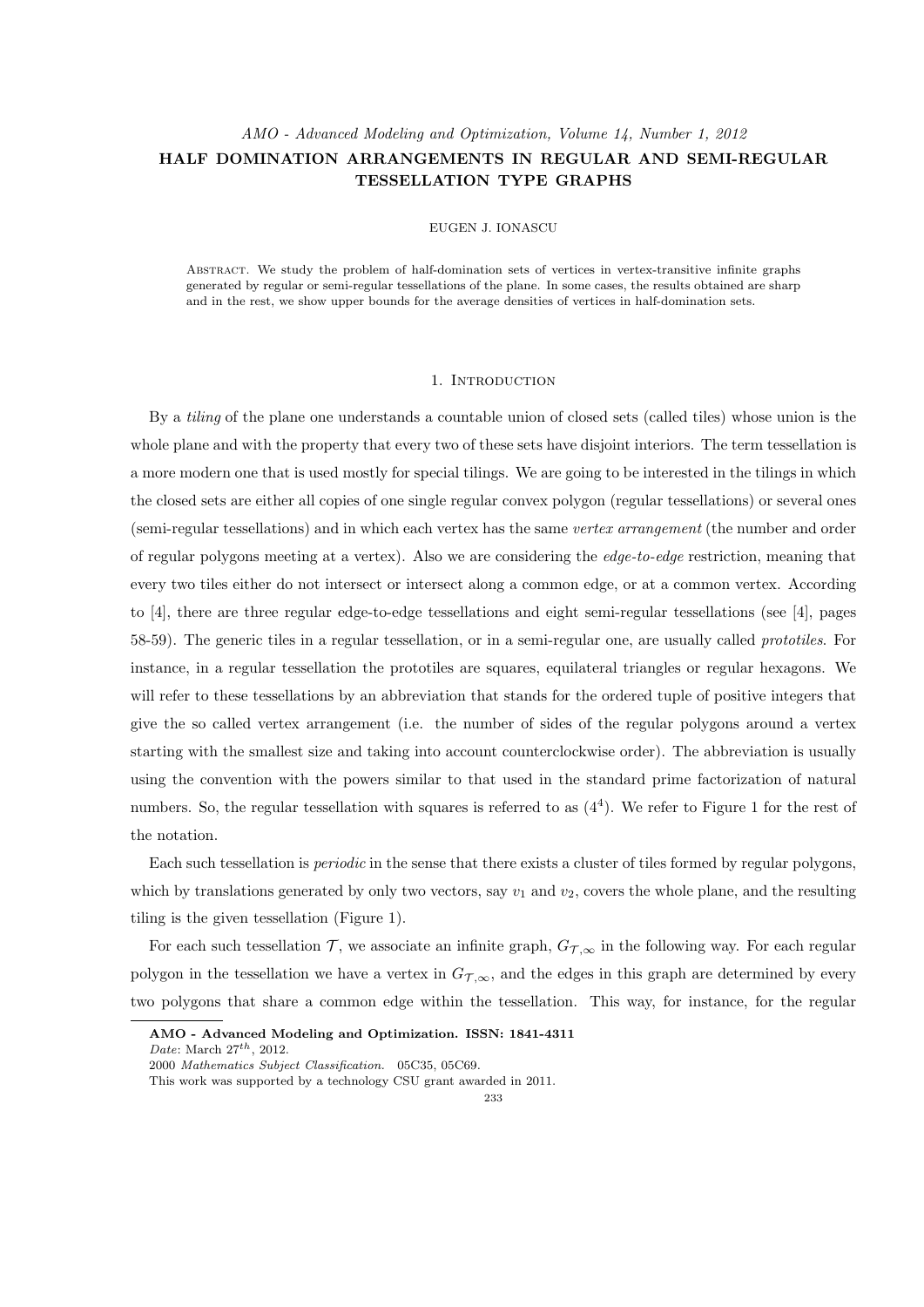*AMO - Advanced Modeling and Optimization, Volume 14, Number 1, 2012*

# HALF DOMINATION ARRANGEMENTS IN REGULAR AND SEMI-REGULAR TESSELLATION TYPE GRAPHS

EUGEN J. IONASCU

Abstract. We study the problem of half-domination sets of vertices in vertex-transitive infinite graphs generated by regular or semi-regular tessellations of the plane. In some cases, the results obtained are sharp and in the rest, we show upper bounds for the average densities of vertices in half-domination sets.

## 1. Introduction

By a *tiling* of the plane one understands a countable union of closed sets (called tiles) whose union is the whole plane and with the property that every two of these sets have disjoint interiors. The term tessellation is a more modern one that is used mostly for special tilings. We are going to be interested in the tilings in which the closed sets are either all copies of one single regular convex polygon (regular tessellations) or several ones (semi-regular tessellations) and in which each vertex has the same *vertex arrangement* (the number and order of regular polygons meeting at a vertex). Also we are considering the *edge-to-edge* restriction, meaning that every two tiles either do not intersect or intersect along a common edge, or at a common vertex. According to [4], there are three regular edge-to-edge tessellations and eight semi-regular tessellations (see [4], pages 58-59). The generic tiles in a regular tessellation, or in a semi-regular one, are usually called *prototiles*. For instance, in a regular tessellation the prototiles are squares, equilateral triangles or regular hexagons. We will refer to these tessellations by an abbreviation that stands for the ordered tuple of positive integers that give the so called vertex arrangement (i.e. the number of sides of the regular polygons around a vertex starting with the smallest size and taking into account counterclockwise order). The abbreviation is usually using the convention with the powers similar to that used in the standard prime factorization of natural numbers. So, the regular tessellation with squares is referred to as $(4^4)$. We refer to Figure 1 for the rest of the notation.

Each such tessellation is *periodic* in the sense that there exists a cluster of tiles formed by regular polygons, which by translations generated by only two vectors, say $v_1$ and $v_2$, covers the whole plane, and the resulting tiling is the given tessellation (Figure 1).

For each such tessellation $\mathcal{T}$, we associate an infinite graph, $G_{\mathcal{T},\infty}$ in the following way. For each regular polygon in the tessellation we have a vertex in $G_{\mathcal{T},\infty}$, and the edges in this graph are determined by every two polygons that share a common edge within the tessellation. This way, for instance, for the regular

---

**AMO - Advanced Modeling and Optimization. ISSN: 1841-4311**

*Date*: March $27^{th}$, 2012.

2000 *Mathematics Subject Classification.* 05C35, 05C69.

This work was supported by a technology CSU grant awarded in 2011.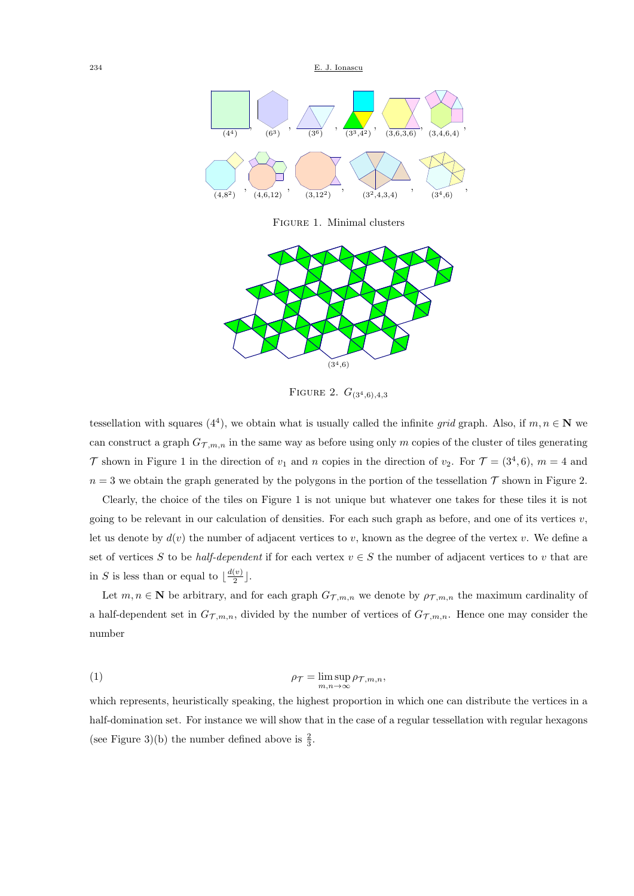FIGURE 1. Minimal clusters

FIGURE 2. $G_{(3^4,6),4,3}$

tessellation with squares $(4^4)$, we obtain what is usually called the infinite *grid* graph. Also, if $m, n \in \mathbf{N}$ we can construct a graph $G_{\mathcal{T},m,n}$ in the same way as before using only $m$ copies of the cluster of tiles generating $\mathcal{T}$ shown in Figure 1 in the direction of $v_1$ and $n$ copies in the direction of $v_2$. For $\mathcal{T} = (3^4, 6)$, $m = 4$ and $n = 3$ we obtain the graph generated by the polygons in the portion of the tessellation $\mathcal{T}$ shown in Figure 2.

Clearly, the choice of the tiles on Figure 1 is not unique but whatever one takes for these tiles it is not going to be relevant in our calculation of densities. For each such graph as before, and one of its vertices $v$, let us denote by $d(v)$ the number of adjacent vertices to $v$, known as the degree of the vertex $v$. We define a set of vertices $S$ to be *half-dependent* if for each vertex $v \in S$ the number of adjacent vertices to $v$ that are in $S$ is less than or equal to $\lfloor \frac{d(v)}{2} \rfloor$.

Let $m, n \in \mathbf{N}$ be arbitrary, and for each graph $G_{\mathcal{T},m,n}$ we denote by $\rho_{\mathcal{T},m,n}$ the maximum cardinality of a half-dependent set in $G_{\mathcal{T},m,n}$, divided by the number of vertices of $G_{\mathcal{T},m,n}$. Hence one may consider the number

$$\rho_{\mathcal{T}} = \limsup_{m,n\to\infty} \rho_{\mathcal{T},m,n}, \tag{1}$$

which represents, heuristically speaking, the highest proportion in which one can distribute the vertices in a half-domination set. For instance we will show that in the case of a regular tessellation with regular hexagons (see Figure 3)(b) the number defined above is $\frac{2}{3}$.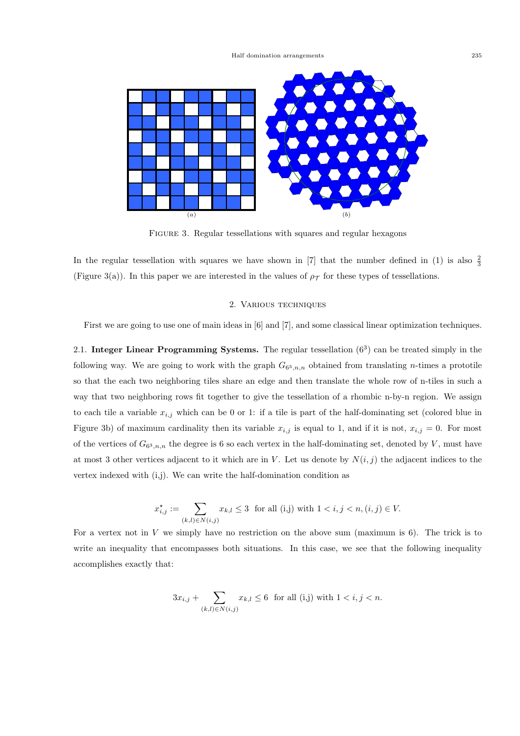Figure 3. Regular tessellations with squares and regular hexagons

In the regular tessellation with squares we have shown in [7] that the number defined in (1) is also $\frac{2}{3}$ (Figure 3(a)). In this paper we are interested in the values of $\rho_{\mathcal{T}}$ for these types of tessellations.

## 2. Various techniques

First we are going to use one of main ideas in [6] and [7], and some classical linear optimization techniques.

2.1. **Integer Linear Programming Systems.** The regular tessellation $(6^3)$ can be treated simply in the following way. We are going to work with the graph $G_{6^3,n,n}$ obtained from translating $n$-times a prototile so that the each two neighboring tiles share an edge and then translate the whole row of n-tiles in such a way that two neighboring rows fit together to give the tessellation of a rhombic n-by-n region. We assign to each tile a variable $x_{i,j}$ which can be 0 or 1: if a tile is part of the half-dominating set (colored blue in Figure 3b) of maximum cardinality then its variable $x_{i,j}$ is equal to 1, and if it is not, $x_{i,j} = 0$. For most of the vertices of $G_{6^3,n,n}$ the degree is 6 so each vertex in the half-dominating set, denoted by $V$, must have at most 3 other vertices adjacent to it which are in $V$. Let us denote by $N(i,j)$ the adjacent indices to the vertex indexed with (i,j). We can write the half-domination condition as

$$x^{\star}_{i,j} := \sum_{(k,l)\in N(i,j)} x_{k,l} \le 3 \ \text{ for all (i,j) with } 1 < i,j < n, (i,j) \in V.$$

For a vertex not in $V$ we simply have no restriction on the above sum (maximum is 6). The trick is to write an inequality that encompasses both situations. In this case, we see that the following inequality accomplishes exactly that:

$$3x_{i,j} + \sum_{(k,l)\in N(i,j)} x_{k,l} \le 6 \ \text{ for all (i,j) with } 1 < i,j < n.$$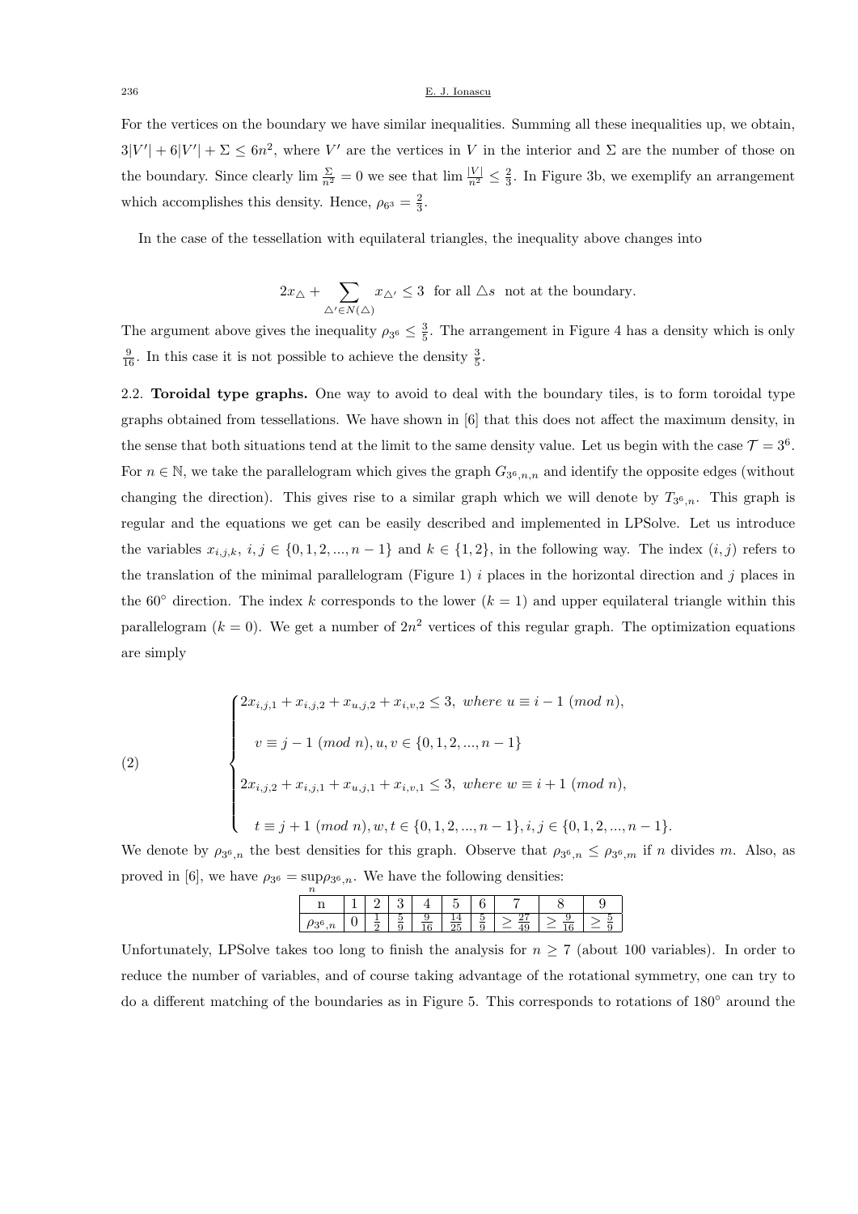For the vertices on the boundary we have similar inequalities. Summing all these inequalities up, we obtain, $3|V'| + 6|V'| + \Sigma \leq 6n^2$, where $V'$ are the vertices in $V$ in the interior and $\Sigma$ are the number of those on the boundary. Since clearly $\lim \frac{\Sigma}{n^2} = 0$ we see that $\lim \frac{|V|}{n^2} \leq \frac{2}{3}$. In Figure 3b, we exemplify an arrangement which accomplishes this density. Hence, $\rho_{6^3} = \frac{2}{3}$.

In the case of the tessellation with equilateral triangles, the inequality above changes into

$$2x_{\triangle} + \sum_{\triangle' \in N(\triangle)} x_{\triangle'} \leq 3 \;\; \text{for all } \triangle s \;\; \text{not at the boundary.}$$

The argument above gives the inequality $\rho_{3^6} \leq \frac{3}{5}$. The arrangement in Figure 4 has a density which is only $\frac{9}{16}$. In this case it is not possible to achieve the density $\frac{3}{5}$.

2.2. **Toroidal type graphs.** One way to avoid to deal with the boundary tiles, is to form toroidal type graphs obtained from tessellations. We have shown in [6] that this does not affect the maximum density, in the sense that both situations tend at the limit to the same density value. Let us begin with the case $\mathcal{T} = 3^6$. For $n \in \mathbb{N}$, we take the parallelogram which gives the graph $G_{3^6,n,n}$ and identify the opposite edges (without changing the direction). This gives rise to a similar graph which we will denote by $T_{3^6,n}$. This graph is regular and the equations we get can be easily described and implemented in LPSolve. Let us introduce the variables $x_{i,j,k}$, $i, j \in \{0, 1, 2, ..., n-1\}$ and $k \in \{1, 2\}$, in the following way. The index $(i, j)$ refers to the translation of the minimal parallelogram (Figure 1) $i$ places in the horizontal direction and $j$ places in the $60^\circ$ direction. The index $k$ corresponds to the lower ($k = 1$) and upper equilateral triangle within this parallelogram ($k = 0$). We get a number of $2n^2$ vertices of this regular graph. The optimization equations are simply

$$(2) \qquad \begin{cases} 2x_{i,j,1} + x_{i,j,2} + x_{u,j,2} + x_{i,v,2} \leq 3, \; \textit{where } u \equiv i - 1 \; (\textit{mod } n), \\ \quad v \equiv j - 1 \; (\textit{mod } n), u, v \in \{0, 1, 2, ..., n-1\} \\ 2x_{i,j,2} + x_{i,j,1} + x_{u,j,1} + x_{i,v,1} \leq 3, \; \textit{where } w \equiv i + 1 \; (\textit{mod } n), \\ \quad t \equiv j + 1 \; (\textit{mod } n), w, t \in \{0, 1, 2, ..., n-1\}, i, j \in \{0, 1, 2, ..., n-1\}. \end{cases}$$

We denote by $\rho_{3^6,n}$ the best densities for this graph. Observe that $\rho_{3^6,n} \leq \rho_{3^6,m}$ if $n$ divides $m$. Also, as proved in [6], we have $\rho_{3^6} = \sup_n \rho_{3^6,n}$. We have the following densities:

| n | 1 | 2 | 3 | 4 | 5 | 6 | 7 | 8 | 9 |
|---|---|---|---|---|---|---|---|---|---|
| $\rho_{3^6,n}$ | 0 | $\frac{1}{2}$ | $\frac{5}{9}$ | $\frac{9}{16}$ | $\frac{14}{25}$ | $\frac{5}{9}$ | $\geq \frac{27}{49}$ | $\geq \frac{9}{16}$ | $\geq \frac{5}{9}$ |

Unfortunately, LPSolve takes too long to finish the analysis for $n \geq 7$ (about 100 variables). In order to reduce the number of variables, and of course taking advantage of the rotational symmetry, one can try to do a different matching of the boundaries as in Figure 5. This corresponds to rotations of $180^\circ$ around the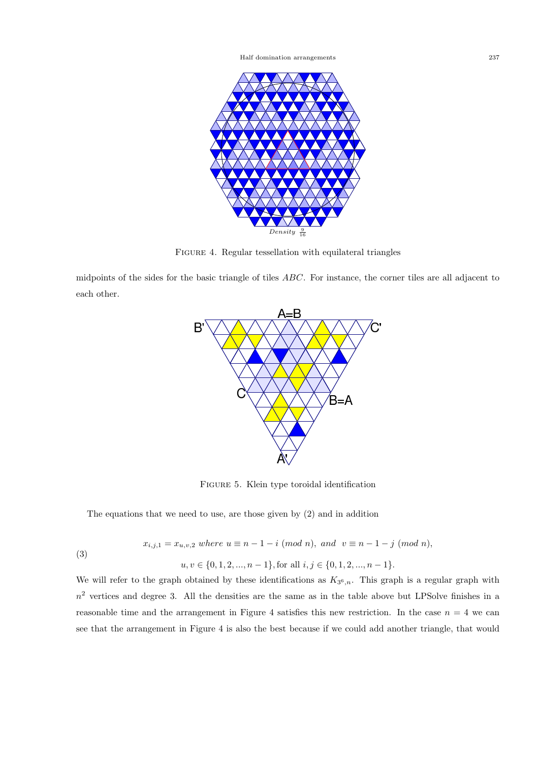FIGURE 4. Regular tessellation with equilateral triangles

midpoints of the sides for the basic triangle of tiles $ABC$. For instance, the corner tiles are all adjacent to each other.

FIGURE 5. Klein type toroidal identification

The equations that we need to use, are those given by (2) and in addition

$$x_{i,j,1} = x_{u,v,2} \text{ where } u \equiv n-1-i \ (mod\ n), \text{ and } v \equiv n-1-j \ (mod\ n),$$
$$u, v \in \{0,1,2,...,n-1\}, \text{for all } i,j \in \{0,1,2,...,n-1\}. \tag{3}$$

We will refer to the graph obtained by these identifications as $K_{3^6,n}$. This graph is a regular graph with $n^2$ vertices and degree 3. All the densities are the same as in the table above but LPSolve finishes in a reasonable time and the arrangement in Figure 4 satisfies this new restriction. In the case $n = 4$ we can see that the arrangement in Figure 4 is also the best because if we could add another triangle, that would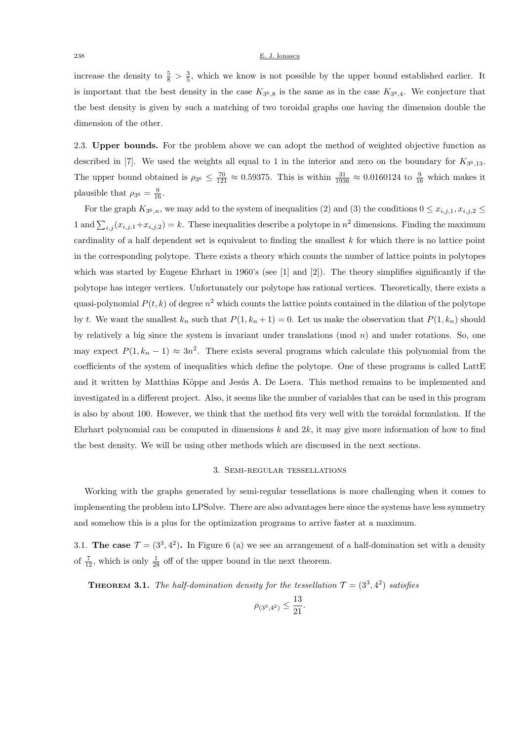increase the density to $\frac{5}{8} > \frac{3}{5}$, which we know is not possible by the upper bound established earlier. It is important that the best density in the case $K_{3^6,8}$ is the same as in the case $K_{3^6,4}$. We conjecture that the best density is given by such a matching of two toroidal graphs one having the dimension double the dimension of the other.

2.3. **Upper bounds.** For the problem above we can adopt the method of weighted objective function as described in [7]. We used the weights all equal to 1 in the interior and zero on the boundary for $K_{3^6,13}$. The upper bound obtained is $\rho_{3^6} \leq \frac{70}{121} \approx 0.59375$. This is within $\frac{31}{1936} \approx 0.0160124$ to $\frac{9}{16}$ which makes it plausible that $\rho_{3^6} = \frac{9}{16}$.

For the graph $K_{3^6,n}$, we may add to the system of inequalities (2) and (3) the conditions $0 \leq x_{i,j,1}, x_{i,j,2} \leq 1$ and $\sum_{i,j}(x_{i,j,1}+x_{i,j,2}) = k$. These inequalities describe a polytope in $n^2$ dimensions. Finding the maximum cardinality of a half dependent set is equivalent to finding the smallest $k$ for which there is no lattice point in the corresponding polytope. There exists a theory which counts the number of lattice points in polytopes which was started by Eugene Ehrhart in 1960's (see [1] and [2]). The theory simplifies significantly if the polytope has integer vertices. Unfortunately our polytope has rational vertices. Theoretically, there exists a quasi-polynomial $P(t, k)$ of degree $n^2$ which counts the lattice points contained in the dilation of the polytope by $t$. We want the smallest $k_n$ such that $P(1, k_n + 1) = 0$. Let us make the observation that $P(1, k_n)$ should by relatively a big since the system is invariant under translations (mod $n$) and under rotations. So, one may expect $P(1, k_n - 1) \approx 3n^2$. There exists several programs which calculate this polynomial from the coefficients of the system of inequalities which define the polytope. One of these programs is called LattE and it written by Matthias Köppe and Jesús A. De Loera. This method remains to be implemented and investigated in a different project. Also, it seems like the number of variables that can be used in this program is also by about 100. However, we think that the method fits very well with the toroidal formulation. If the Ehrhart polynomial can be computed in dimensions $k$ and $2k$, it may give more information of how to find the best density. We will be using other methods which are discussed in the next sections.

## 3. Semi-regular tessellations

Working with the graphs generated by semi-regular tessellations is more challenging when it comes to implementing the problem into LPSolve. There are also advantages here since the systems have less symmetry and somehow this is a plus for the optimization programs to arrive faster at a maximum.

3.1. **The case $\mathcal{T} = (3^3, 4^2)$.** In Figure 6 (a) we see an arrangement of a half-domination set with a density of $\frac{7}{12}$, which is only $\frac{1}{28}$ off of the upper bound in the next theorem.

**Theorem 3.1.** *The half-domination density for the tessellation $\mathcal{T} = (3^3, 4^2)$ satisfies*

$$\rho_{(3^3,4^2)} \leq \frac{13}{21}.$$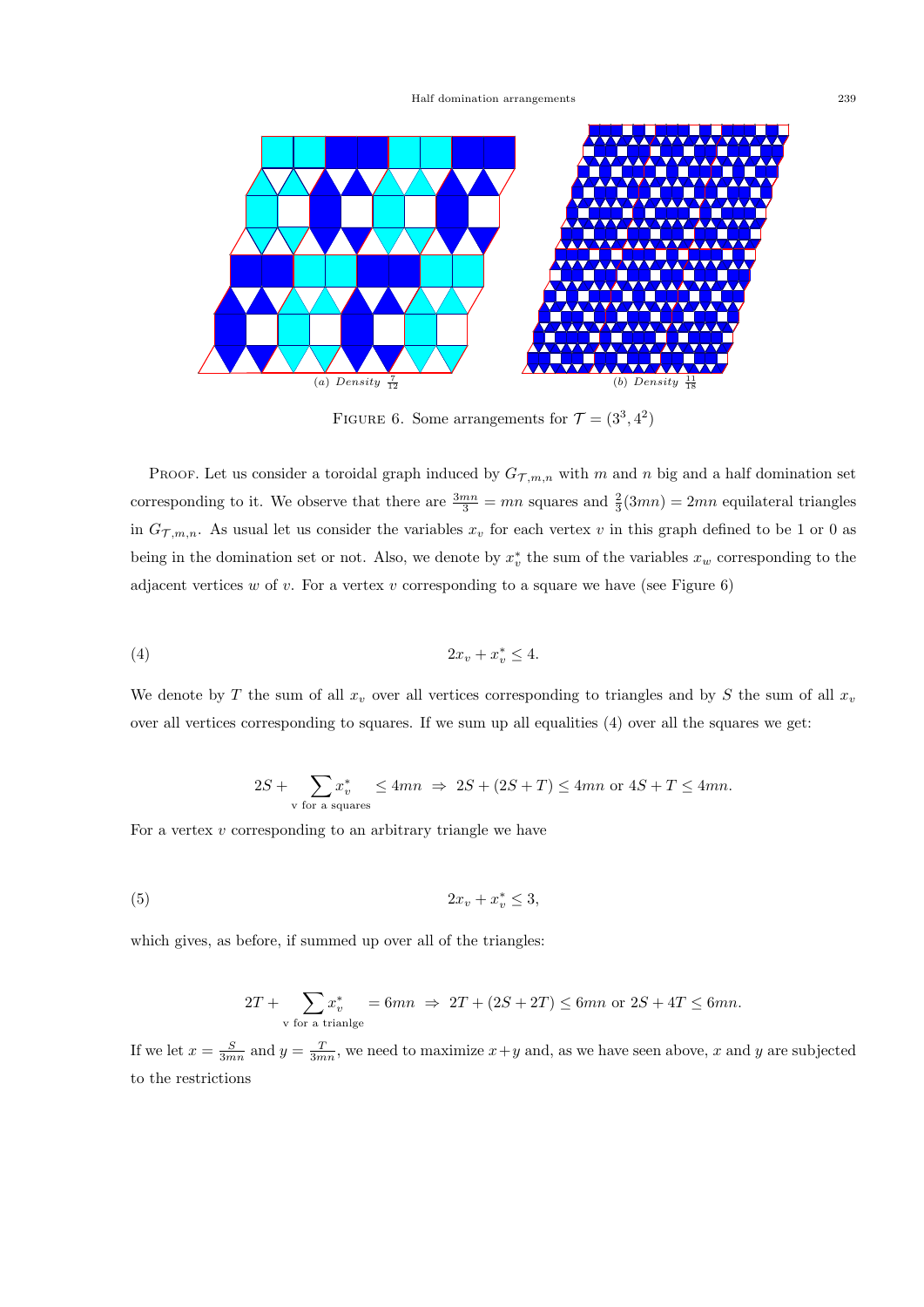(a) *Density* $\frac{7}{12}$

(b) *Density* $\frac{11}{18}$

FIGURE 6. Some arrangements for $\mathcal{T} = (3^3, 4^2)$

PROOF. Let us consider a toroidal graph induced by $G_{\mathcal{T},m,n}$ with $m$ and $n$ big and a half domination set corresponding to it. We observe that there are $\frac{3mn}{3} = mn$ squares and $\frac{2}{3}(3mn) = 2mn$ equilateral triangles in $G_{\mathcal{T},m,n}$. As usual let us consider the variables $x_v$ for each vertex $v$ in this graph defined to be 1 or 0 as being in the domination set or not. Also, we denote by $x_v^*$ the sum of the variables $x_w$ corresponding to the adjacent vertices $w$ of $v$. For a vertex $v$ corresponding to a square we have (see Figure 6)

$$2x_v + x_v^* \leq 4. \tag{4}$$

We denote by $T$ the sum of all $x_v$ over all vertices corresponding to triangles and by $S$ the sum of all $x_v$ over all vertices corresponding to squares. If we sum up all equalities (4) over all the squares we get:

$$2S + \sum_{\text{v for a squares}} x_v^* \leq 4mn \ \Rightarrow\ 2S + (2S + T) \leq 4mn \text{ or } 4S + T \leq 4mn.$$

For a vertex $v$ corresponding to an arbitrary triangle we have

$$2x_v + x_v^* \leq 3, \tag{5}$$

which gives, as before, if summed up over all of the triangles:

$$2T + \sum_{\text{v for a trianlge}} x_v^* = 6mn \ \Rightarrow\ 2T + (2S + 2T) \leq 6mn \text{ or } 2S + 4T \leq 6mn.$$

If we let $x = \frac{S}{3mn}$ and $y = \frac{T}{3mn}$, we need to maximize $x+y$ and, as we have seen above, $x$ and $y$ are subjected to the restrictions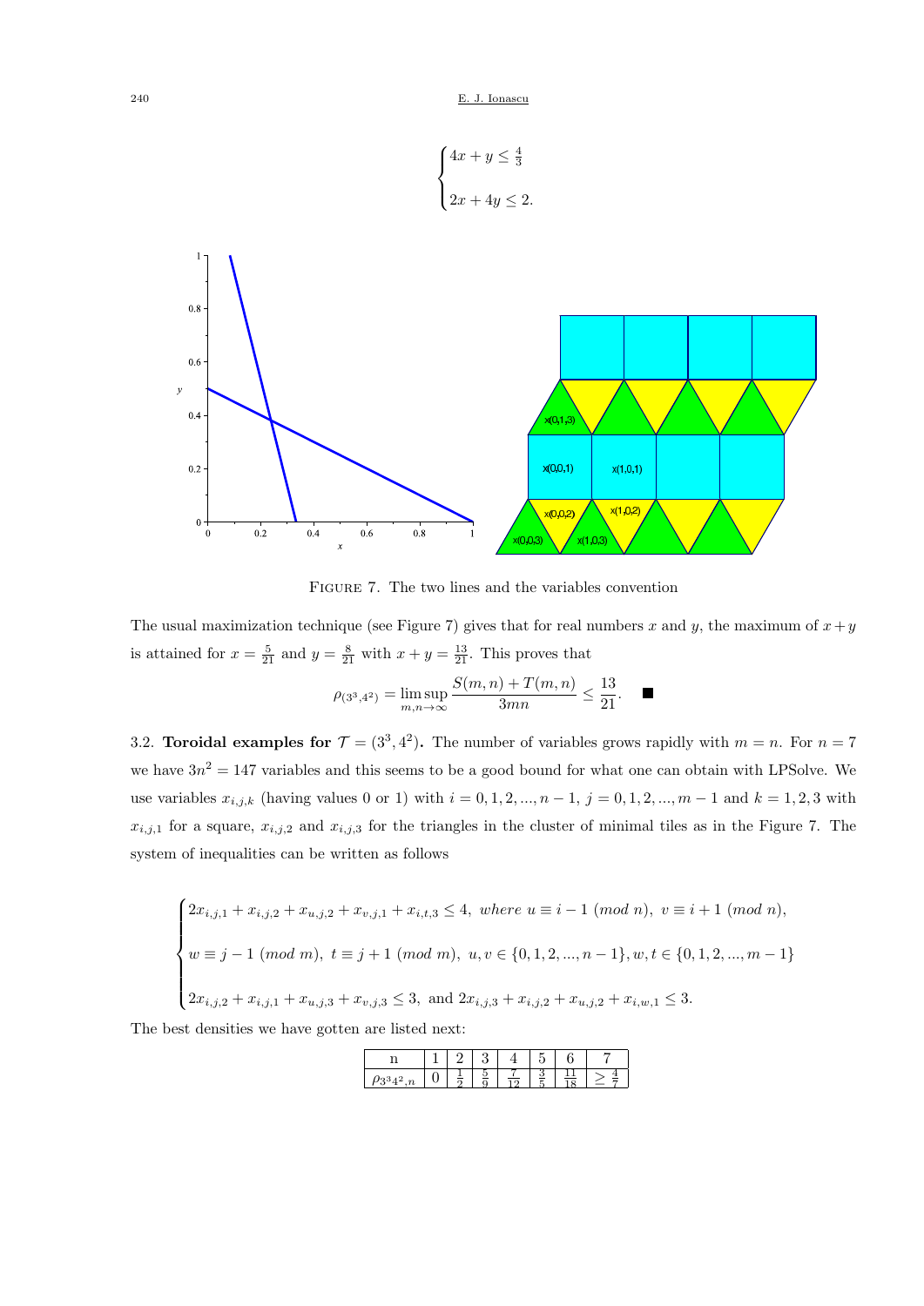$$\begin{cases} 4x + y \leq \frac{4}{3} \\ \\ 2x + 4y \leq 2. \end{cases}$$

FIGURE 7. The two lines and the variables convention

The usual maximization technique (see Figure 7) gives that for real numbers $x$ and $y$, the maximum of $x+y$ is attained for $x = \frac{5}{21}$ and $y = \frac{8}{21}$ with $x + y = \frac{13}{21}$. This proves that

$$\rho_{(3^3,4^2)} = \limsup_{m,n\to\infty} \frac{S(m,n) + T(m,n)}{3mn} \leq \frac{13}{21}. \quad \blacksquare$$

3.2. **Toroidal examples for $\mathcal{T} = (3^3, 4^2)$.** The number of variables grows rapidly with $m = n$. For $n = 7$ we have $3n^2 = 147$ variables and this seems to be a good bound for what one can obtain with LPSolve. We use variables $x_{i,j,k}$ (having values 0 or 1) with $i = 0, 1, 2, ..., n-1$, $j = 0, 1, 2, ..., m-1$ and $k = 1, 2, 3$ with $x_{i,j,1}$ for a square, $x_{i,j,2}$ and $x_{i,j,3}$ for the triangles in the cluster of minimal tiles as in the Figure 7. The system of inequalities can be written as follows

$$\begin{cases} 2x_{i,j,1} + x_{i,j,2} + x_{u,j,2} + x_{v,j,1} + x_{i,t,3} \leq 4, \ \textit{where} \ u \equiv i-1 \ (\textit{mod} \ n), \ v \equiv i+1 \ (\textit{mod} \ n), \\ \\ w \equiv j-1 \ (\textit{mod} \ m), \ t \equiv j+1 \ (\textit{mod} \ m), \ u, v \in \{0, 1, 2, ..., n-1\}, w, t \in \{0, 1, 2, ..., m-1\} \\ \\ 2x_{i,j,2} + x_{i,j,1} + x_{u,j,3} + x_{v,j,3} \leq 3, \ \text{and} \ 2x_{i,j,3} + x_{i,j,2} + x_{u,j,2} + x_{i,w,1} \leq 3. \end{cases}$$

The best densities we have gotten are listed next:

| n | 1 | 2 | 3 | 4 | 5 | 6 | 7 |
|---|---|---|---|---|---|---|---|
| $\rho_{3^34^2,n}$ | 0 | $\frac{1}{2}$ | $\frac{5}{9}$ | $\frac{7}{12}$ | $\frac{3}{5}$ | $\frac{11}{18}$ | $\geq \frac{4}{7}$ |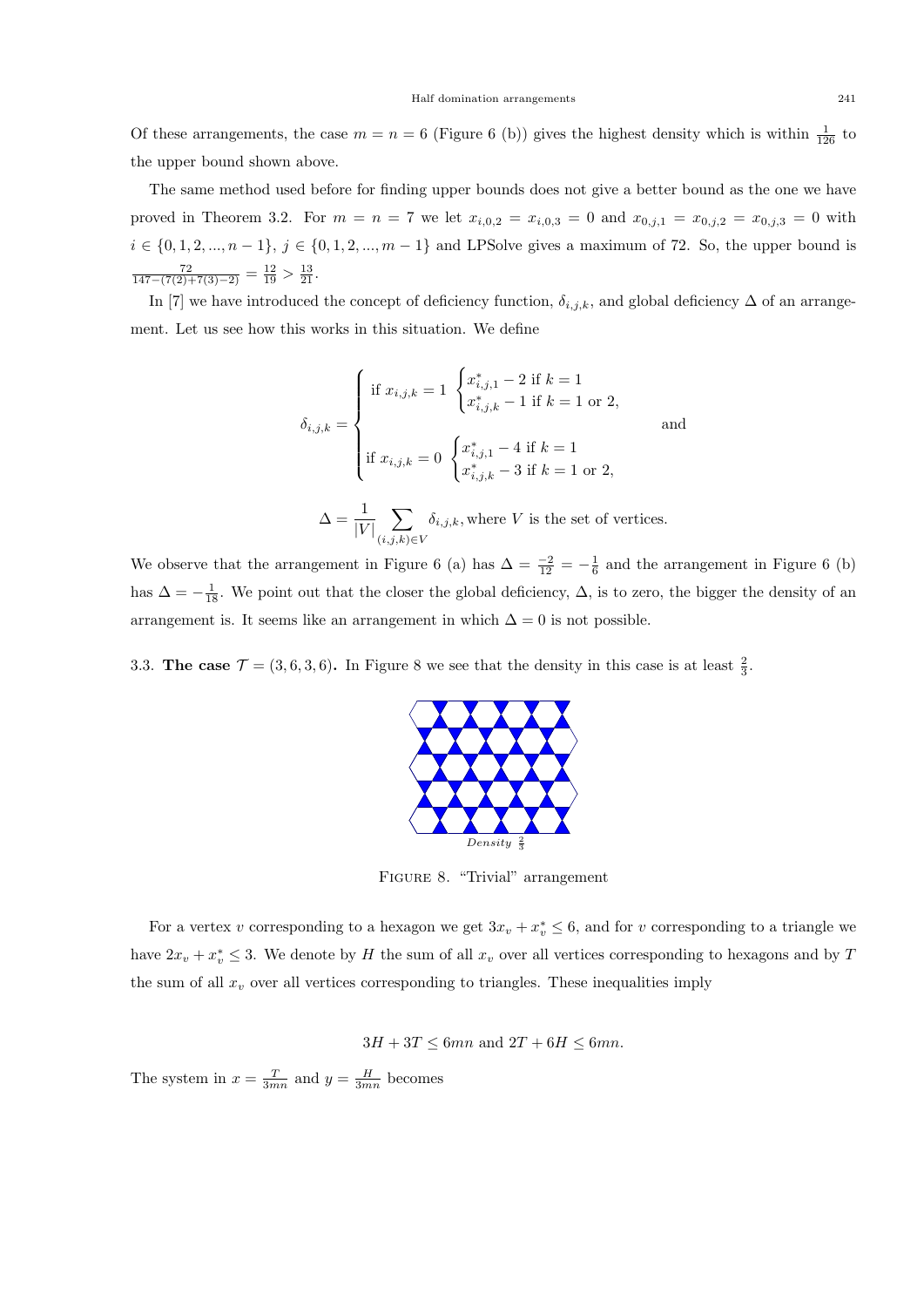Of these arrangements, the case $m = n = 6$ (Figure 6 (b)) gives the highest density which is within $\frac{1}{126}$ to the upper bound shown above.

The same method used before for finding upper bounds does not give a better bound as the one we have proved in Theorem 3.2. For $m = n = 7$ we let $x_{i,0,2} = x_{i,0,3} = 0$ and $x_{0,j,1} = x_{0,j,2} = x_{0,j,3} = 0$ with $i \in \{0, 1, 2, ..., n-1\}$, $j \in \{0, 1, 2, ..., m-1\}$ and LPSolve gives a maximum of 72. So, the upper bound is $\frac{72}{147-(7(2)+7(3)-2)} = \frac{12}{19} > \frac{13}{21}$.

In [7] we have introduced the concept of deficiency function, $\delta_{i,j,k}$, and global deficiency $\Delta$ of an arrangement. Let us see how this works in this situation. We define

$$\delta_{i,j,k} = \begin{cases} \text{if } x_{i,j,k} = 1 \begin{cases} x^*_{i,j,1} - 2 \text{ if } k = 1 \\ x^*_{i,j,k} - 1 \text{ if } k = 1 \text{ or } 2, \end{cases} \\ \\ \text{if } x_{i,j,k} = 0 \begin{cases} x^*_{i,j,1} - 4 \text{ if } k = 1 \\ x^*_{i,j,k} - 3 \text{ if } k = 1 \text{ or } 2, \end{cases} \end{cases} \quad \text{and}$$

$$\Delta = \frac{1}{|V|} \sum_{(i,j,k) \in V} \delta_{i,j,k}, \text{where } V \text{ is the set of vertices.}$$

We observe that the arrangement in Figure 6 (a) has $\Delta = \frac{-2}{12} = -\frac{1}{6}$ and the arrangement in Figure 6 (b) has $\Delta = -\frac{1}{18}$. We point out that the closer the global deficiency, $\Delta$, is to zero, the bigger the density of an arrangement is. It seems like an arrangement in which $\Delta = 0$ is not possible.

### 3.3. **The case $\mathcal{T} = (3, 6, 3, 6)$.**

In Figure 8 we see that the density in this case is at least $\frac{2}{3}$.

*Density* $\frac{2}{3}$

FIGURE 8. "Trivial" arrangement

For a vertex $v$ corresponding to a hexagon we get $3x_v + x^*_v \leq 6$, and for $v$ corresponding to a triangle we have $2x_v + x^*_v \leq 3$. We denote by $H$ the sum of all $x_v$ over all vertices corresponding to hexagons and by $T$ the sum of all $x_v$ over all vertices corresponding to triangles. These inequalities imply

$$3H + 3T \leq 6mn \text{ and } 2T + 6H \leq 6mn.$$

The system in $x = \frac{T}{3mn}$ and $y = \frac{H}{3mn}$ becomes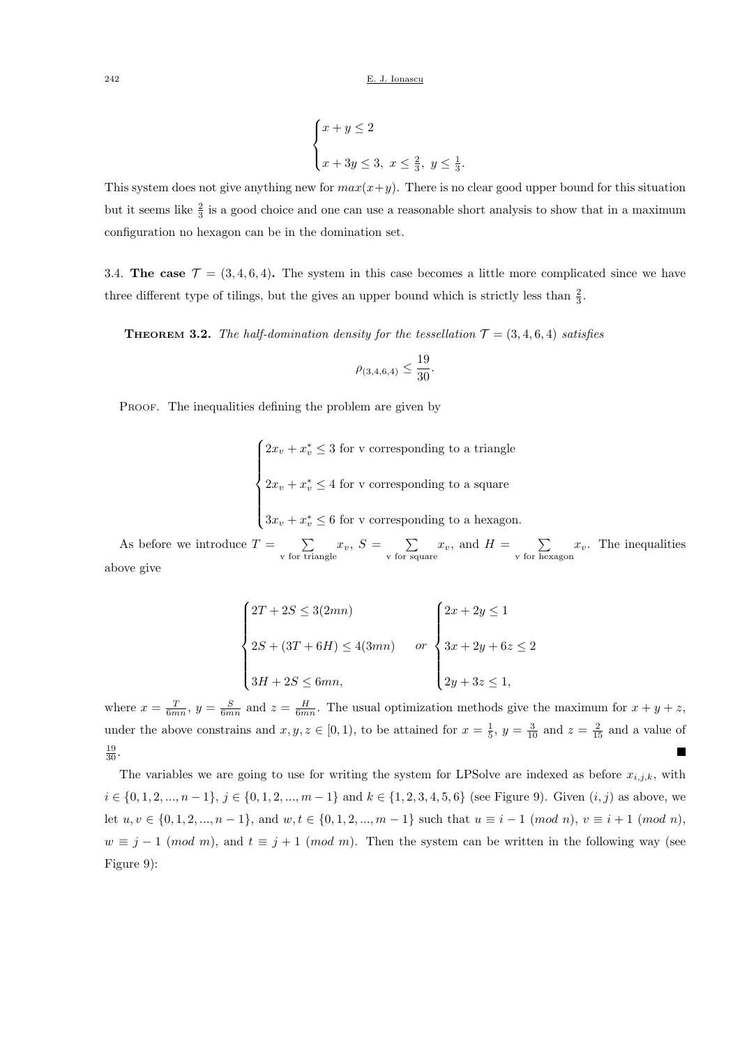$$\begin{cases} x + y \leq 2 \\ x + 3y \leq 3,\ x \leq \frac{2}{3},\ y \leq \frac{1}{3}. \end{cases}$$

This system does not give anything new for $max(x+y)$. There is no clear good upper bound for this situation but it seems like $\frac{2}{3}$ is a good choice and one can use a reasonable short analysis to show that in a maximum configuration no hexagon can be in the domination set.

3.4. **The case $\mathcal{T} = (3, 4, 6, 4)$.** The system in this case becomes a little more complicated since we have three different type of tilings, but the gives an upper bound which is strictly less than $\frac{2}{3}$.

**Theorem 3.2.** *The half-domination density for the tessellation $\mathcal{T} = (3, 4, 6, 4)$ satisfies*

$$\rho_{(3,4,6,4)} \leq \frac{19}{30}.$$

Proof. The inequalities defining the problem are given by

$$\begin{cases} 2x_v + x_v^* \leq 3 \text{ for v corresponding to a triangle} \\ 2x_v + x_v^* \leq 4 \text{ for v corresponding to a square} \\ 3x_v + x_v^* \leq 6 \text{ for v corresponding to a hexagon.} \end{cases}$$

As before we introduce $T = \sum_{\text{v for triangle}} x_v$, $S = \sum_{\text{v for square}} x_v$, and $H = \sum_{\text{v for hexagon}} x_v$. The inequalities above give

$$\begin{cases} 2T + 2S \leq 3(2mn) \\ 2S + (3T + 6H) \leq 4(3mn) \\ 3H + 2S \leq 6mn, \end{cases} \quad or \quad \begin{cases} 2x + 2y \leq 1 \\ 3x + 2y + 6z \leq 2 \\ 2y + 3z \leq 1, \end{cases}$$

where $x = \frac{T}{6mn}$, $y = \frac{S}{6mn}$ and $z = \frac{H}{6mn}$. The usual optimization methods give the maximum for $x + y + z$, under the above constrains and $x, y, z \in [0, 1)$, to be attained for $x = \frac{1}{5}$, $y = \frac{3}{10}$ and $z = \frac{2}{15}$ and a value of $\frac{19}{30}$. ∎

The variables we are going to use for writing the system for LPSolve are indexed as before $x_{i,j,k}$, with $i \in \{0, 1, 2, ..., n-1\}$, $j \in \{0, 1, 2, ..., m-1\}$ and $k \in \{1, 2, 3, 4, 5, 6\}$ (see Figure 9). Given $(i, j)$ as above, we let $u, v \in \{0, 1, 2, ..., n-1\}$, and $w, t \in \{0, 1, 2, ..., m-1\}$ such that $u \equiv i - 1 \ (mod\ n)$, $v \equiv i + 1 \ (mod\ n)$, $w \equiv j - 1 \ (mod\ m)$, and $t \equiv j + 1 \ (mod\ m)$. Then the system can be written in the following way (see Figure 9):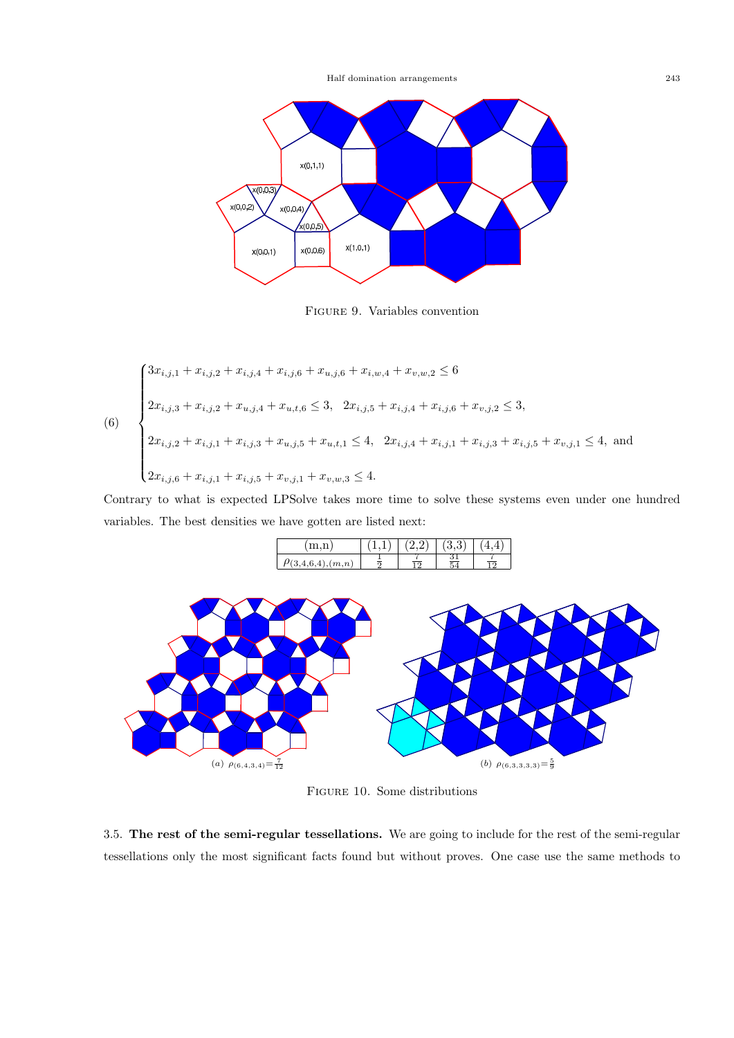FIGURE 9. Variables convention

$$
(6) \quad \begin{cases}
3x_{i,j,1} + x_{i,j,2} + x_{i,j,4} + x_{i,j,6} + x_{u,j,6} + x_{i,w,4} + x_{v,w,2} \leq 6 \\
2x_{i,j,3} + x_{i,j,2} + x_{u,j,4} + x_{u,t,6} \leq 3, \quad 2x_{i,j,5} + x_{i,j,4} + x_{i,j,6} + x_{v,j,2} \leq 3, \\
2x_{i,j,2} + x_{i,j,1} + x_{i,j,3} + x_{u,j,5} + x_{u,t,1} \leq 4, \quad 2x_{i,j,4} + x_{i,j,1} + x_{i,j,3} + x_{i,j,5} + x_{v,j,1} \leq 4, \text{ and} \\
2x_{i,j,6} + x_{i,j,1} + x_{i,j,5} + x_{v,j,1} + x_{v,w,3} \leq 4.
\end{cases}
$$

Contrary to what is expected LPSolve takes more time to solve these systems even under one hundred variables. The best densities we have gotten are listed next:

| (m,n) | (1,1) | (2,2) | (3,3) | (4,4) |
|---|---|---|---|---|
| $\rho_{(3,4,6,4),(m,n)}$ | $\frac{1}{2}$ | $\frac{7}{12}$ | $\frac{31}{54}$ | $\frac{7}{12}$ |

(a) $\rho_{(6,4,3,4)} = \frac{7}{12}$ (b) $\rho_{(6,3,3,3,3)} = \frac{5}{9}$

FIGURE 10. Some distributions

3.5. **The rest of the semi-regular tessellations.** We are going to include for the rest of the semi-regular tessellations only the most significant facts found but without proves. One case use the same methods to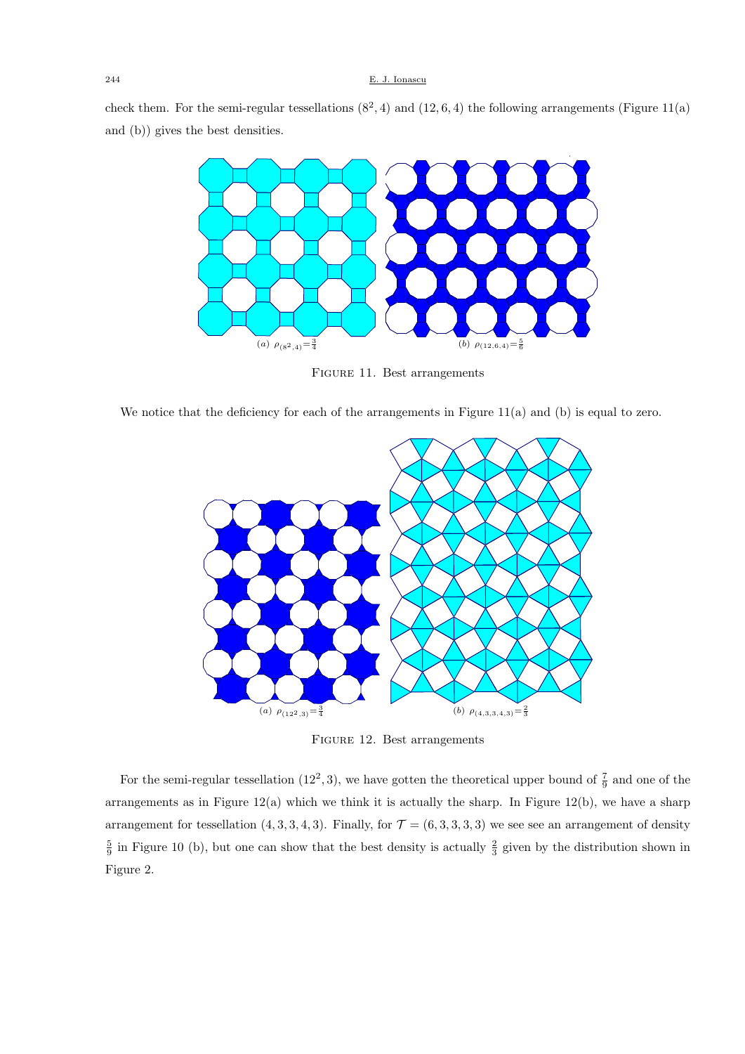check them. For the semi-regular tessellations $(8^2, 4)$ and $(12, 6, 4)$ the following arrangements (Figure 11(a) and (b)) gives the best densities.

$(a)$ $\rho_{(8^2,4)} = \frac{3}{4}$ $(b)$ $\rho_{(12,6,4)} = \frac{5}{6}$

Figure 11. Best arrangements

We notice that the deficiency for each of the arrangements in Figure 11(a) and (b) is equal to zero.

$(a)$ $\rho_{(12^2,3)} = \frac{3}{4}$ $(b)$ $\rho_{(4,3,3,4,3)} = \frac{2}{3}$

Figure 12. Best arrangements

For the semi-regular tessellation $(12^2, 3)$, we have gotten the theoretical upper bound of $\frac{7}{9}$ and one of the arrangements as in Figure 12(a) which we think it is actually the sharp. In Figure 12(b), we have a sharp arrangement for tessellation $(4, 3, 3, 4, 3)$. Finally, for $\mathcal{T} = (6, 3, 3, 3, 3)$ we see see an arrangement of density $\frac{5}{9}$ in Figure 10 (b), but one can show that the best density is actually $\frac{2}{3}$ given by the distribution shown in Figure 2.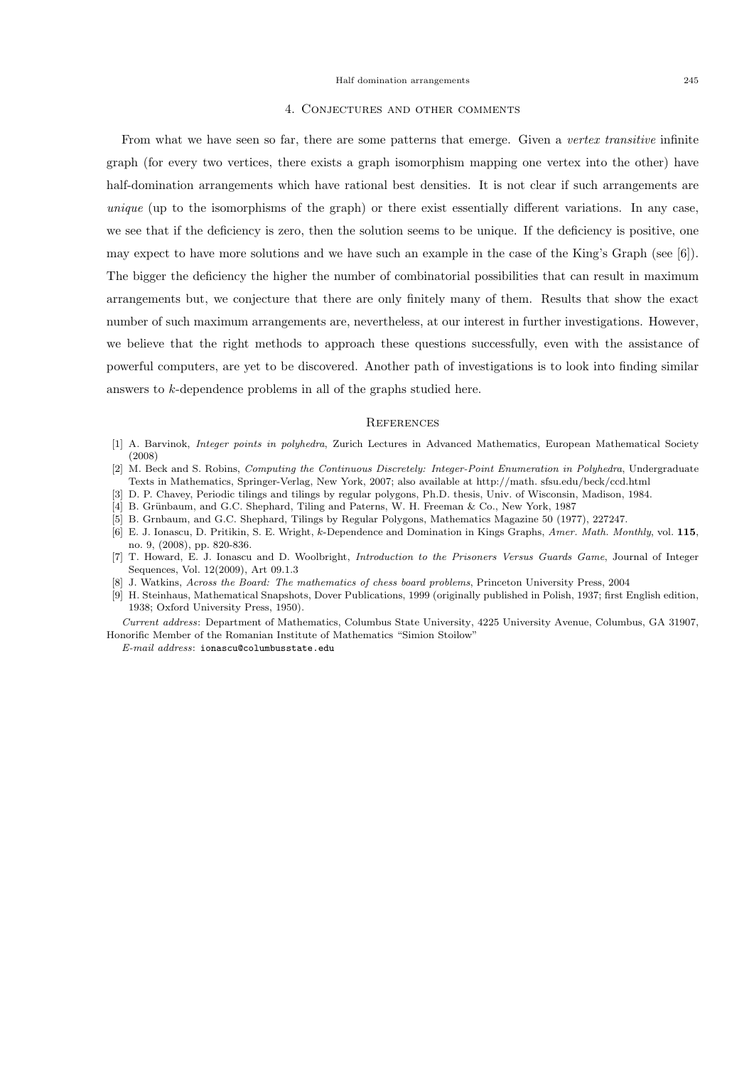## 4. Conjectures and other comments

From what we have seen so far, there are some patterns that emerge. Given a *vertex transitive* infinite graph (for every two vertices, there exists a graph isomorphism mapping one vertex into the other) have half-domination arrangements which have rational best densities. It is not clear if such arrangements are *unique* (up to the isomorphisms of the graph) or there exist essentially different variations. In any case, we see that if the deficiency is zero, then the solution seems to be unique. If the deficiency is positive, one may expect to have more solutions and we have such an example in the case of the King's Graph (see [6]). The bigger the deficiency the higher the number of combinatorial possibilities that can result in maximum arrangements but, we conjecture that there are only finitely many of them. Results that show the exact number of such maximum arrangements are, nevertheless, at our interest in further investigations. However, we believe that the right methods to approach these questions successfully, even with the assistance of powerful computers, are yet to be discovered. Another path of investigations is to look into finding similar answers to $k$-dependence problems in all of the graphs studied here.

## References

[1] A. Barvinok, *Integer points in polyhedra*, Zurich Lectures in Advanced Mathematics, European Mathematical Society (2008)

[2] M. Beck and S. Robins, *Computing the Continuous Discretely: Integer-Point Enumeration in Polyhedra*, Undergraduate Texts in Mathematics, Springer-Verlag, New York, 2007; also available at http://math. sfsu.edu/beck/ccd.html

[3] D. P. Chavey, Periodic tilings and tilings by regular polygons, Ph.D. thesis, Univ. of Wisconsin, Madison, 1984.

[4] B. Grünbaum, and G.C. Shephard, Tiling and Paterns, W. H. Freeman & Co., New York, 1987

[5] B. Grnbaum, and G.C. Shephard, Tilings by Regular Polygons, Mathematics Magazine 50 (1977), 227247.

[6] E. J. Ionascu, D. Pritikin, S. E. Wright, $k$-Dependence and Domination in Kings Graphs, *Amer. Math. Monthly*, vol. **115**, no. 9, (2008), pp. 820-836.

[7] T. Howard, E. J. Ionascu and D. Woolbright, *Introduction to the Prisoners Versus Guards Game*, Journal of Integer Sequences, Vol. 12(2009), Art 09.1.3

[8] J. Watkins, *Across the Board: The mathematics of chess board problems*, Princeton University Press, 2004

[9] H. Steinhaus, Mathematical Snapshots, Dover Publications, 1999 (originally published in Polish, 1937; first English edition, 1938; Oxford University Press, 1950).

*Current address*: Department of Mathematics, Columbus State University, 4225 University Avenue, Columbus, GA 31907, Honorific Member of the Romanian Institute of Mathematics "Simion Stoilow"

*E-mail address*: ionascu@columbusstate.edu